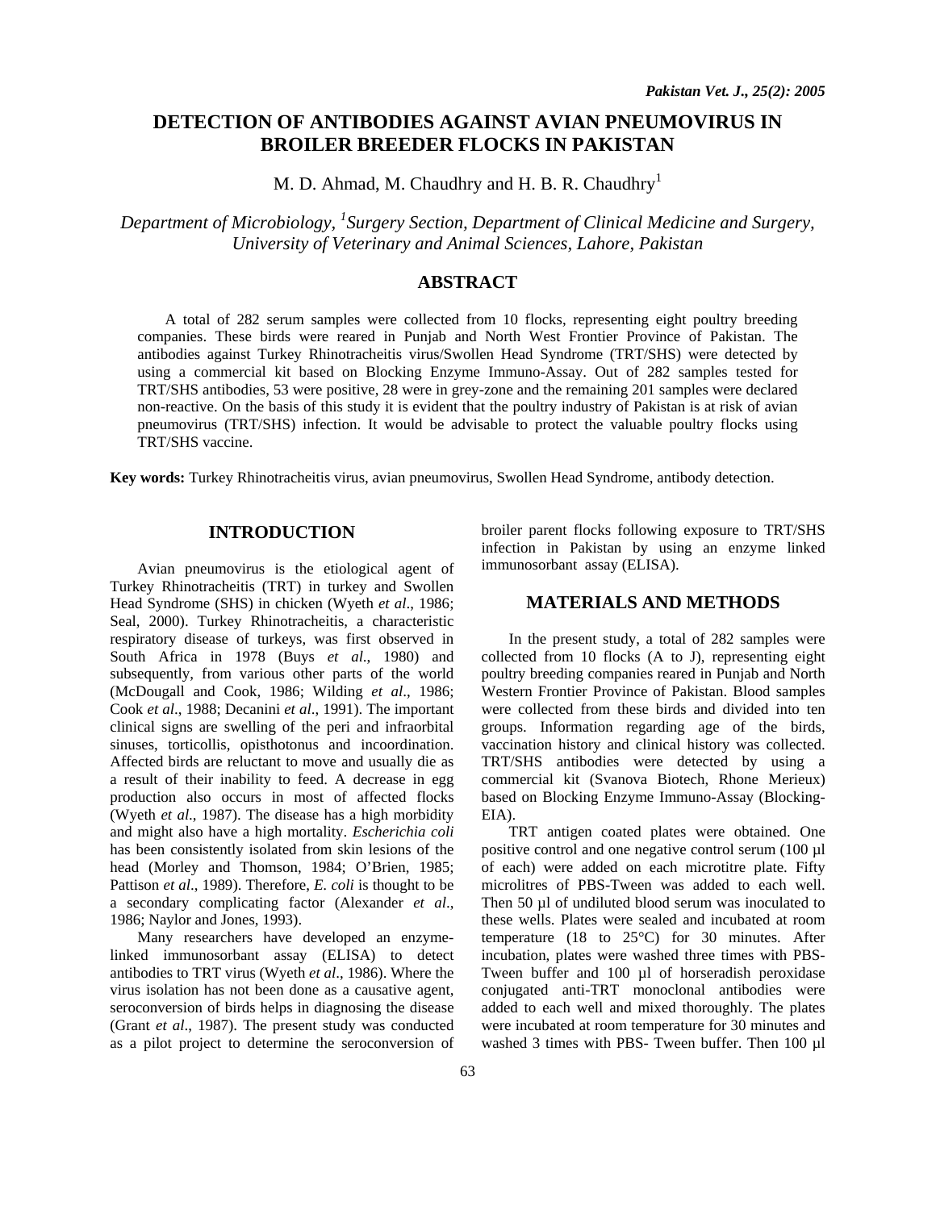# DETECTION OF ANTIBODIES AGAINST AVIAN PNEUMOVIRUS IN BROILER BREEDER FLOCKS IN PAKISTAN

M. D. Ahmad, M. Chaudhry and H. B. R. Chaudhry[1]

*Department of Microbiology, [1]Surgery Section, Department of Clinical Medicine and Surgery, University of Veterinary and Animal Sciences, Lahore, Pakistan*

## ABSTRACT

A total of 282 serum samples were collected from 10 flocks, representing eight poultry breeding companies. These birds were reared in Punjab and North West Frontier Province of Pakistan. The antibodies against Turkey Rhinotracheitis virus/Swollen Head Syndrome (TRT/SHS) were detected by using a commercial kit based on Blocking Enzyme Immuno-Assay. Out of 282 samples tested for TRT/SHS antibodies, 53 were positive, 28 were in grey-zone and the remaining 201 samples were declared non-reactive. On the basis of this study it is evident that the poultry industry of Pakistan is at risk of avian pneumovirus (TRT/SHS) infection. It would be advisable to protect the valuable poultry flocks using TRT/SHS vaccine.

**Key words:** Turkey Rhinotracheitis virus, avian pneumovirus, Swollen Head Syndrome, antibody detection.

## INTRODUCTION

Avian pneumovirus is the etiological agent of Turkey Rhinotracheitis (TRT) in turkey and Swollen Head Syndrome (SHS) in chicken (Wyeth *et al*., 1986; Seal, 2000). Turkey Rhinotracheitis, a characteristic respiratory disease of turkeys, was first observed in South Africa in 1978 (Buys *et al*., 1980) and subsequently, from various other parts of the world (McDougall and Cook, 1986; Wilding *et al*., 1986; Cook *et al*., 1988; Decanini *et al*., 1991). The important clinical signs are swelling of the peri and infraorbital sinuses, torticollis, opisthotonus and incoordination. Affected birds are reluctant to move and usually die as a result of their inability to feed. A decrease in egg production also occurs in most of affected flocks (Wyeth *et al*., 1987). The disease has a high morbidity and might also have a high mortality. *Escherichia coli* has been consistently isolated from skin lesions of the head (Morley and Thomson, 1984; O'Brien, 1985; Pattison *et al*., 1989). Therefore, *E. coli* is thought to be a secondary complicating factor (Alexander *et al*., 1986; Naylor and Jones, 1993).

Many researchers have developed an enzyme-linked immunosorbant assay (ELISA) to detect antibodies to TRT virus (Wyeth *et al*., 1986). Where the virus isolation has not been done as a causative agent, seroconversion of birds helps in diagnosing the disease (Grant *et al*., 1987). The present study was conducted as a pilot project to determine the seroconversion of broiler parent flocks following exposure to TRT/SHS infection in Pakistan by using an enzyme linked immunosorbant assay (ELISA).

## MATERIALS AND METHODS

In the present study, a total of 282 samples were collected from 10 flocks (A to J), representing eight poultry breeding companies reared in Punjab and North Western Frontier Province of Pakistan. Blood samples were collected from these birds and divided into ten groups. Information regarding age of the birds, vaccination history and clinical history was collected. TRT/SHS antibodies were detected by using a commercial kit (Svanova Biotech, Rhone Merieux) based on Blocking Enzyme Immuno-Assay (Blocking-EIA).

TRT antigen coated plates were obtained. One positive control and one negative control serum (100 µl of each) were added on each microtitre plate. Fifty microlitres of PBS-Tween was added to each well. Then 50 µl of undiluted blood serum was inoculated to these wells. Plates were sealed and incubated at room temperature (18 to 25°C) for 30 minutes. After incubation, plates were washed three times with PBS-Tween buffer and 100 µl of horseradish peroxidase conjugated anti-TRT monoclonal antibodies were added to each well and mixed thoroughly. The plates were incubated at room temperature for 30 minutes and washed 3 times with PBS- Tween buffer. Then 100 µl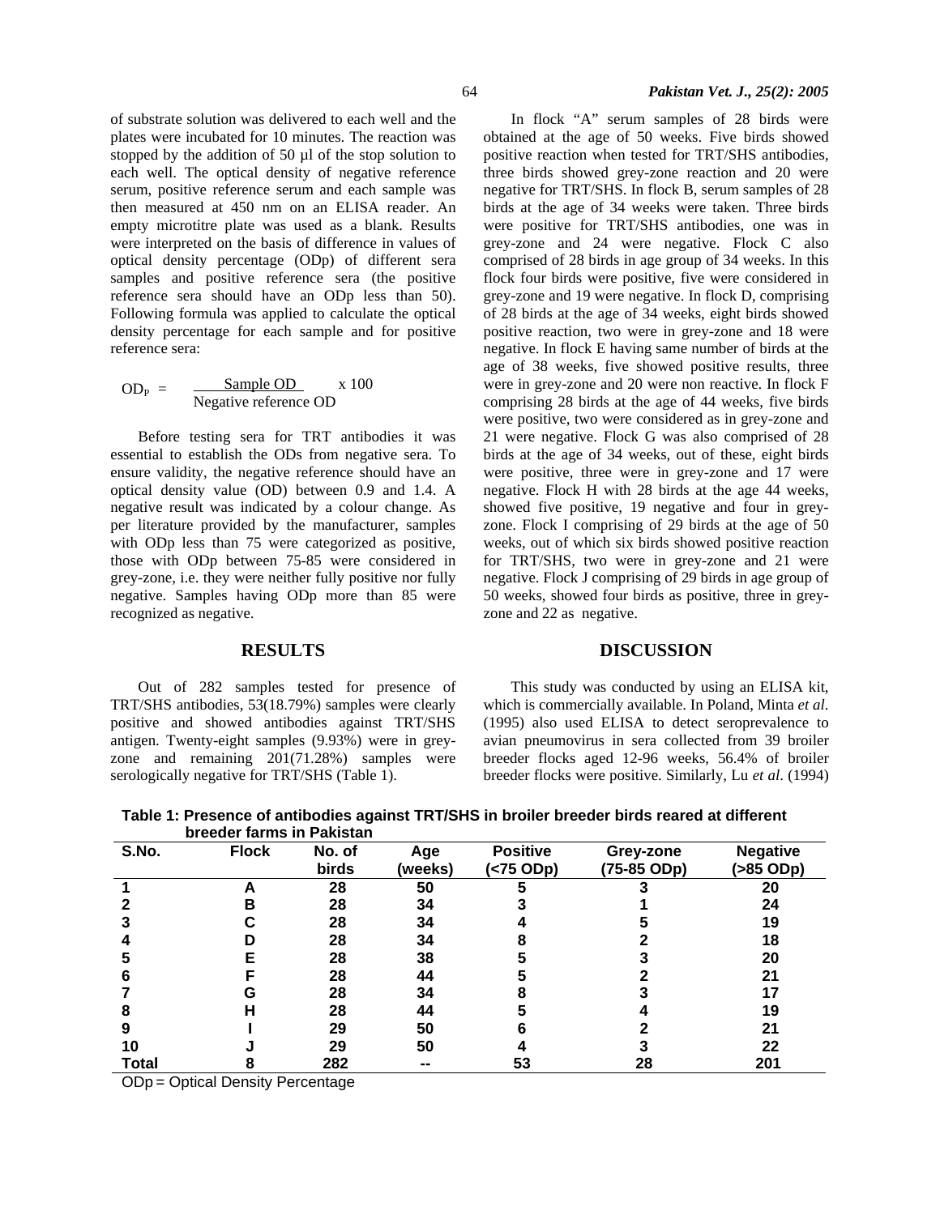of substrate solution was delivered to each well and the plates were incubated for 10 minutes. The reaction was stopped by the addition of 50 µl of the stop solution to each well. The optical density of negative reference serum, positive reference serum and each sample was then measured at 450 nm on an ELISA reader. An empty microtitre plate was used as a blank. Results were interpreted on the basis of difference in values of optical density percentage (ODp) of different sera samples and positive reference sera (the positive reference sera should have an ODp less than 50). Following formula was applied to calculate the optical density percentage for each sample and for positive reference sera:

$$OD_P = \frac{\text{Sample OD}}{\text{Negative reference OD}} \times 100$$

Before testing sera for TRT antibodies it was essential to establish the ODs from negative sera. To ensure validity, the negative reference should have an optical density value (OD) between 0.9 and 1.4. A negative result was indicated by a colour change. As per literature provided by the manufacturer, samples with ODp less than 75 were categorized as positive, those with ODp between 75-85 were considered in grey-zone, i.e. they were neither fully positive nor fully negative. Samples having ODp more than 85 were recognized as negative.

## RESULTS

Out of 282 samples tested for presence of TRT/SHS antibodies, 53(18.79%) samples were clearly positive and showed antibodies against TRT/SHS antigen. Twenty-eight samples (9.93%) were in grey-zone and remaining 201(71.28%) samples were serologically negative for TRT/SHS (Table 1).

In flock "A" serum samples of 28 birds were obtained at the age of 50 weeks. Five birds showed positive reaction when tested for TRT/SHS antibodies, three birds showed grey-zone reaction and 20 were negative for TRT/SHS. In flock B, serum samples of 28 birds at the age of 34 weeks were taken. Three birds were positive for TRT/SHS antibodies, one was in grey-zone and 24 were negative. Flock C also comprised of 28 birds in age group of 34 weeks. In this flock four birds were positive, five were considered in grey-zone and 19 were negative. In flock D, comprising of 28 birds at the age of 34 weeks, eight birds showed positive reaction, two were in grey-zone and 18 were negative. In flock E having same number of birds at the age of 38 weeks, five showed positive results, three were in grey-zone and 20 were non reactive. In flock F comprising 28 birds at the age of 44 weeks, five birds were positive, two were considered as in grey-zone and 21 were negative. Flock G was also comprised of 28 birds at the age of 34 weeks, out of these, eight birds were positive, three were in grey-zone and 17 were negative. Flock H with 28 birds at the age 44 weeks, showed five positive, 19 negative and four in grey-zone. Flock I comprising of 29 birds at the age of 50 weeks, out of which six birds showed positive reaction for TRT/SHS, two were in grey-zone and 21 were negative. Flock J comprising of 29 birds in age group of 50 weeks, showed four birds as positive, three in grey-zone and 22 as negative.

## DISCUSSION

This study was conducted by using an ELISA kit, which is commercially available. In Poland, Minta *et al*. (1995) also used ELISA to detect seroprevalence to avian pneumovirus in sera collected from 39 broiler breeder flocks aged 12-96 weeks, 56.4% of broiler breeder flocks were positive. Similarly, Lu *et al*. (1994)

**Table 1: Presence of antibodies against TRT/SHS in broiler breeder birds reared at different breeder farms in Pakistan**

| S.No. | Flock | No. of birds | Age (weeks) | Positive (<75 ODp) | Grey-zone (75-85 ODp) | Negative (>85 ODp) |
|---|---|---|---|---|---|---|
| 1 | A | 28 | 50 | 5 | 3 | 20 |
| 2 | B | 28 | 34 | 3 | 1 | 24 |
| 3 | C | 28 | 34 | 4 | 5 | 19 |
| 4 | D | 28 | 34 | 8 | 2 | 18 |
| 5 | E | 28 | 38 | 5 | 3 | 20 |
| 6 | F | 28 | 44 | 5 | 2 | 21 |
| 7 | G | 28 | 34 | 8 | 3 | 17 |
| 8 | H | 28 | 44 | 5 | 4 | 19 |
| 9 | I | 29 | 50 | 6 | 2 | 21 |
| 10 | J | 29 | 50 | 4 | 3 | 22 |
| Total | 8 | 282 | -- | 53 | 28 | 201 |

ODp = Optical Density Percentage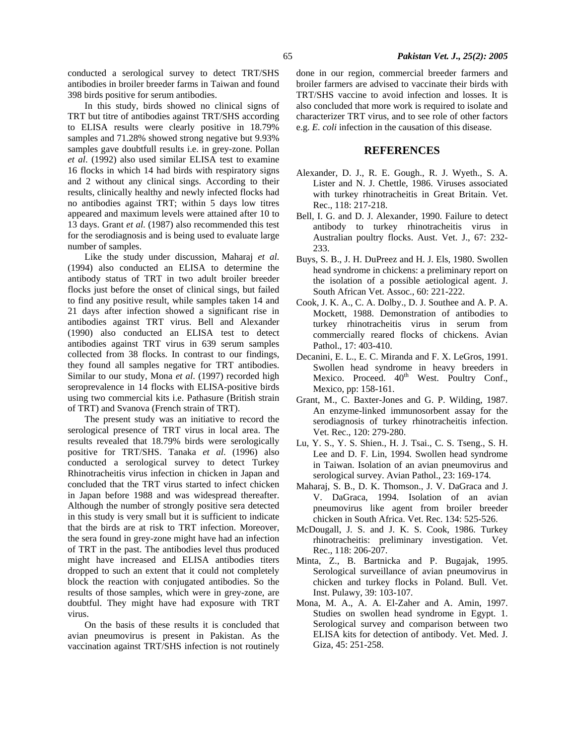conducted a serological survey to detect TRT/SHS antibodies in broiler breeder farms in Taiwan and found 398 birds positive for serum antibodies.

In this study, birds showed no clinical signs of TRT but titre of antibodies against TRT/SHS according to ELISA results were clearly positive in 18.79% samples and 71.28% showed strong negative but 9.93% samples gave doubtfull results i.e. in grey-zone. Pollan *et al.* (1992) also used similar ELISA test to examine 16 flocks in which 14 had birds with respiratory signs and 2 without any clinical sings. According to their results, clinically healthy and newly infected flocks had no antibodies against TRT; within 5 days low titres appeared and maximum levels were attained after 10 to 13 days. Grant *et al.* (1987) also recommended this test for the serodiagnosis and is being used to evaluate large number of samples.

Like the study under discussion, Maharaj *et al.* (1994) also conducted an ELISA to determine the antibody status of TRT in two adult broiler breeder flocks just before the onset of clinical sings, but failed to find any positive result, while samples taken 14 and 21 days after infection showed a significant rise in antibodies against TRT virus. Bell and Alexander (1990) also conducted an ELISA test to detect antibodies against TRT virus in 639 serum samples collected from 38 flocks. In contrast to our findings, they found all samples negative for TRT antibodies. Similar to our study, Mona *et al*. (1997) recorded high seroprevalence in 14 flocks with ELISA-positive birds using two commercial kits i.e. Pathasure (British strain of TRT) and Svanova (French strain of TRT).

The present study was an initiative to record the serological presence of TRT virus in local area. The results revealed that 18.79% birds were serologically positive for TRT/SHS. Tanaka *et al*. (1996) also conducted a serological survey to detect Turkey Rhinotracheitis virus infection in chicken in Japan and concluded that the TRT virus started to infect chicken in Japan before 1988 and was widespread thereafter. Although the number of strongly positive sera detected in this study is very small but it is sufficient to indicate that the birds are at risk to TRT infection. Moreover, the sera found in grey-zone might have had an infection of TRT in the past. The antibodies level thus produced might have increased and ELISA antibodies titers dropped to such an extent that it could not completely block the reaction with conjugated antibodies. So the results of those samples, which were in grey-zone, are doubtful. They might have had exposure with TRT virus.

On the basis of these results it is concluded that avian pneumovirus is present in Pakistan. As the vaccination against TRT/SHS infection is not routinely done in our region, commercial breeder farmers and broiler farmers are advised to vaccinate their birds with TRT/SHS vaccine to avoid infection and losses. It is also concluded that more work is required to isolate and characterizer TRT virus, and to see role of other factors e.g. *E. coli* infection in the causation of this disease.

## REFERENCES

Alexander, D. J., R. E. Gough., R. J. Wyeth., S. A. Lister and N. J. Chettle, 1986. Viruses associated with turkey rhinotracheitis in Great Britain. Vet. Rec., 118: 217-218.

Bell, I. G. and D. J. Alexander, 1990. Failure to detect antibody to turkey rhinotracheitis virus in Australian poultry flocks. Aust. Vet. J., 67: 232-233.

Buys, S. B., J. H. DuPreez and H. J. Els, 1980. Swollen head syndrome in chickens: a preliminary report on the isolation of a possible aetiological agent. J. South African Vet. Assoc., 60: 221-222.

Cook, J. K. A., C. A. Dolby., D. J. Southee and A. P. A. Mockett, 1988. Demonstration of antibodies to turkey rhinotracheitis virus in serum from commercially reared flocks of chickens. Avian Pathol., 17: 403-410.

Decanini, E. L., E. C. Miranda and F. X. LeGros, 1991. Swollen head syndrome in heavy breeders in Mexico. Proceed. 40th West. Poultry Conf., Mexico, pp: 158-161.

Grant, M., C. Baxter-Jones and G. P. Wilding, 1987. An enzyme-linked immunosorbent assay for the serodiagnosis of turkey rhinotracheitis infection. Vet. Rec., 120: 279-280.

Lu, Y. S., Y. S. Shien., H. J. Tsai., C. S. Tseng., S. H. Lee and D. F. Lin, 1994. Swollen head syndrome in Taiwan. Isolation of an avian pneumovirus and serological survey. Avian Pathol., 23: 169-174.

Maharaj, S. B., D. K. Thomson., J. V. DaGraca and J. V. DaGraca, 1994. Isolation of an avian pneumovirus like agent from broiler breeder chicken in South Africa. Vet. Rec. 134: 525-526.

McDougall, J. S. and J. K. S. Cook, 1986. Turkey rhinotracheitis: preliminary investigation. Vet. Rec., 118: 206-207.

Minta, Z., B. Bartnicka and P. Bugajak, 1995. Serological surveillance of avian pneumovirus in chicken and turkey flocks in Poland. Bull. Vet. Inst. Pulawy, 39: 103-107.

Mona, M. A., A. A. El-Zaher and A. Amin, 1997. Studies on swollen head syndrome in Egypt. 1. Serological survey and comparison between two ELISA kits for detection of antibody. Vet. Med. J. Giza, 45: 251-258.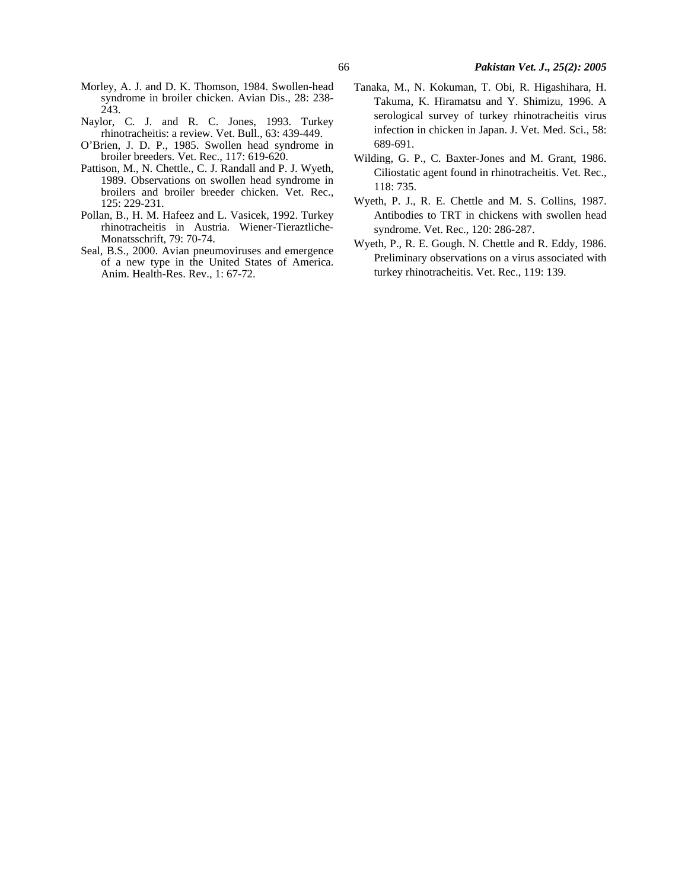Morley, A. J. and D. K. Thomson, 1984. Swollen-head syndrome in broiler chicken. Avian Dis., 28: 238-243.

Naylor, C. J. and R. C. Jones, 1993. Turkey rhinotracheitis: a review. Vet. Bull., 63: 439-449.

O'Brien, J. D. P., 1985. Swollen head syndrome in broiler breeders. Vet. Rec., 117: 619-620.

Pattison, M., N. Chettle., C. J. Randall and P. J. Wyeth, 1989. Observations on swollen head syndrome in broilers and broiler breeder chicken. Vet. Rec., 125: 229-231.

Pollan, B., H. M. Hafeez and L. Vasicek, 1992. Turkey rhinotracheitis in Austria. Wiener-Tieraztliche-Monatsschrift, 79: 70-74.

Seal, B.S., 2000. Avian pneumoviruses and emergence of a new type in the United States of America. Anim. Health-Res. Rev., 1: 67-72.

Tanaka, M., N. Kokuman, T. Obi, R. Higashihara, H. Takuma, K. Hiramatsu and Y. Shimizu, 1996. A serological survey of turkey rhinotracheitis virus infection in chicken in Japan. J. Vet. Med. Sci., 58: 689-691.

Wilding, G. P., C. Baxter-Jones and M. Grant, 1986. Ciliostatic agent found in rhinotracheitis. Vet. Rec., 118: 735.

Wyeth, P. J., R. E. Chettle and M. S. Collins, 1987. Antibodies to TRT in chickens with swollen head syndrome. Vet. Rec., 120: 286-287.

Wyeth, P., R. E. Gough. N. Chettle and R. Eddy, 1986. Preliminary observations on a virus associated with turkey rhinotracheitis. Vet. Rec., 119: 139.